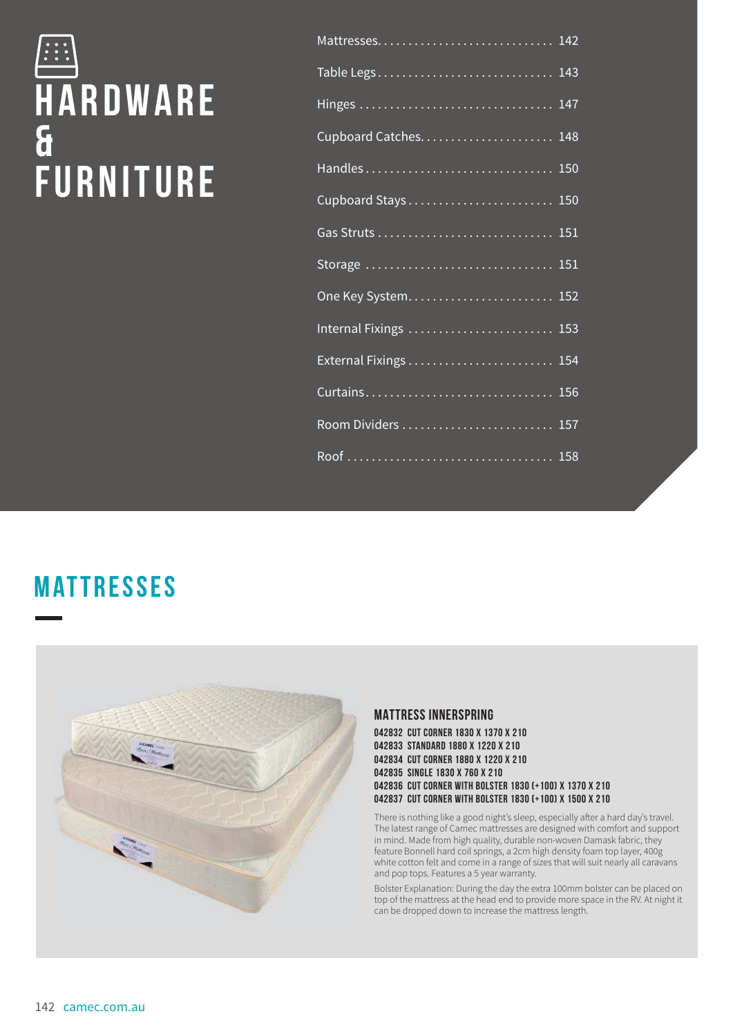# HARDWARE & FURNITURE

| | |
|---|---|
| Mattresses | 142 |
| Table Legs | 143 |
| Hinges | 147 |
| Cupboard Catches | 148 |
| Handles | 150 |
| Cupboard Stays | 150 |
| Gas Struts | 151 |
| Storage | 151 |
| One Key System | 152 |
| Internal Fixings | 153 |
| External Fixings | 154 |
| Curtains | 156 |
| Room Dividers | 157 |
| Roof | 158 |

## MATTRESSES

### MATTRESS INNERSPRING

042832 CUT CORNER 1830 X 1370 X 210
042833 STANDARD 1880 X 1220 X 210
042834 CUT CORNER 1880 X 1220 X 210
042835 SINGLE 1830 X 760 X 210
042836 CUT CORNER WITH BOLSTER 1830 (+100) X 1370 X 210
042837 CUT CORNER WITH BOLSTER 1830 (+100) X 1500 X 210

There is nothing like a good night's sleep, especially after a hard day's travel. The latest range of Camec mattresses are designed with comfort and support in mind. Made from high quality, durable non-woven Damask fabric, they feature Bonnell hard coil springs, a 2cm high density foam top layer, 400g white cotton felt and come in a range of sizes that will suit nearly all caravans and pop tops. Features a 5 year warranty.

Bolster Explanation: During the day the extra 100mm bolster can be placed on top of the mattress at the head end to provide more space in the RV. At night it can be dropped down to increase the mattress length.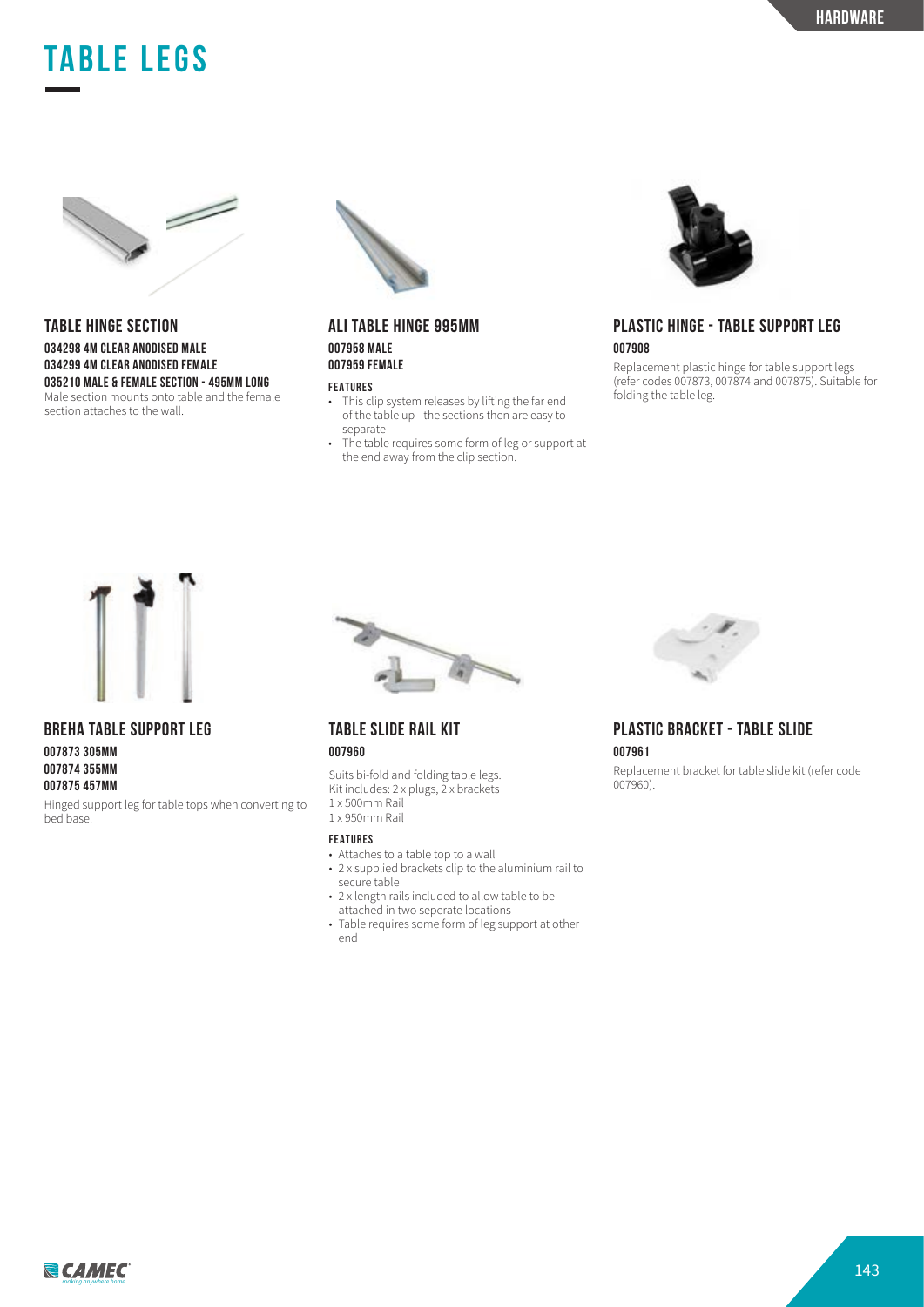# TABLE LEGS

## TABLE HINGE SECTION

**034298 4M CLEAR ANODISED MALE**
**034299 4M CLEAR ANODISED FEMALE**
**035210 MALE & FEMALE SECTION - 495MM LONG**

Male section mounts onto table and the female section attaches to the wall.

## ALI TABLE HINGE 995MM

**007958 MALE**
**007959 FEMALE**

**FEATURES**

- This clip system releases by lifting the far end of the table up - the sections then are easy to separate
- The table requires some form of leg or support at the end away from the clip section.

## PLASTIC HINGE - TABLE SUPPORT LEG

**007908**

Replacement plastic hinge for table support legs (refer codes 007873, 007874 and 007875). Suitable for folding the table leg.

## BREHA TABLE SUPPORT LEG

**007873 305MM**
**007874 355MM**
**007875 457MM**

Hinged support leg for table tops when converting to bed base.

## TABLE SLIDE RAIL KIT

**007960**

Suits bi-fold and folding table legs.
Kit includes: 2 x plugs, 2 x brackets
1 x 500mm Rail
1 x 950mm Rail

**FEATURES**

- Attaches to a table top to a wall
- 2 x supplied brackets clip to the aluminium rail to secure table
- 2 x length rails included to allow table to be attached in two seperate locations
- Table requires some form of leg support at other end

## PLASTIC BRACKET - TABLE SLIDE

**007961**

Replacement bracket for table slide kit (refer code 007960).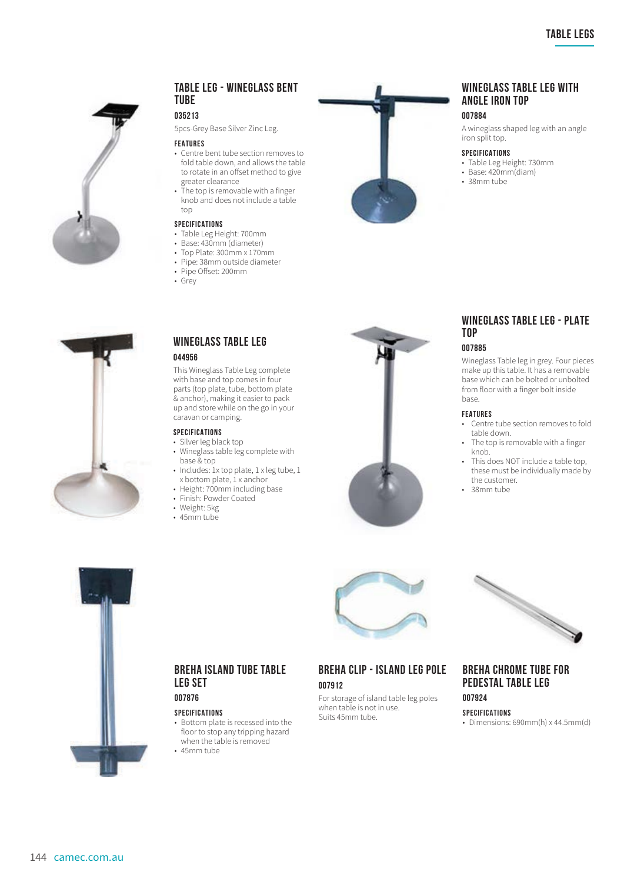## TABLE LEG - WINEGLASS BENT TUBE

**035213**

5pcs-Grey Base Silver Zinc Leg.

#### FEATURES

- Centre bent tube section removes to fold table down, and allows the table to rotate in an offset method to give greater clearance
- The top is removable with a finger knob and does not include a table top

#### SPECIFICATIONS

- Table Leg Height: 700mm
- Base: 430mm (diameter)
- Top Plate: 300mm x 170mm
- Pipe: 38mm outside diameter
- Pipe Offset: 200mm
- Grey

## WINEGLASS TABLE LEG WITH ANGLE IRON TOP

**007884**

A wineglass shaped leg with an angle iron split top.

#### SPECIFICATIONS

- Table Leg Height: 730mm
- Base: 420mm(diam)
- 38mm tube

## WINEGLASS TABLE LEG

**044956**

This Wineglass Table Leg complete with base and top comes in four parts (top plate, tube, bottom plate & anchor), making it easier to pack up and store while on the go in your caravan or camping.

#### SPECIFICATIONS

- Silver leg black top
- Wineglass table leg complete with base & top
- Includes: 1x top plate, 1 x leg tube, 1 x bottom plate, 1 x anchor
- Height: 700mm including base
- Finish: Powder Coated
- Weight: 5kg
- 45mm tube

## WINEGLASS TABLE LEG - PLATE TOP

**007885**

Wineglass Table leg in grey. Four pieces make up this table. It has a removable base which can be bolted or unbolted from floor with a finger bolt inside base.

#### FEATURES

- Centre tube section removes to fold table down.
- The top is removable with a finger knob.
- This does NOT include a table top, these must be individually made by the customer.
- 38mm tube

## BREHA ISLAND TUBE TABLE LEG SET

**007876**

#### SPECIFICATIONS

- Bottom plate is recessed into the floor to stop any tripping hazard when the table is removed
- 45mm tube

## BREHA CLIP - ISLAND LEG POLE

**007912**

For storage of island table leg poles when table is not in use.
Suits 45mm tube.

## BREHA CHROME TUBE FOR PEDESTAL TABLE LEG

**007924**

#### SPECIFICATIONS

- Dimensions: 690mm(h) x 44.5mm(d)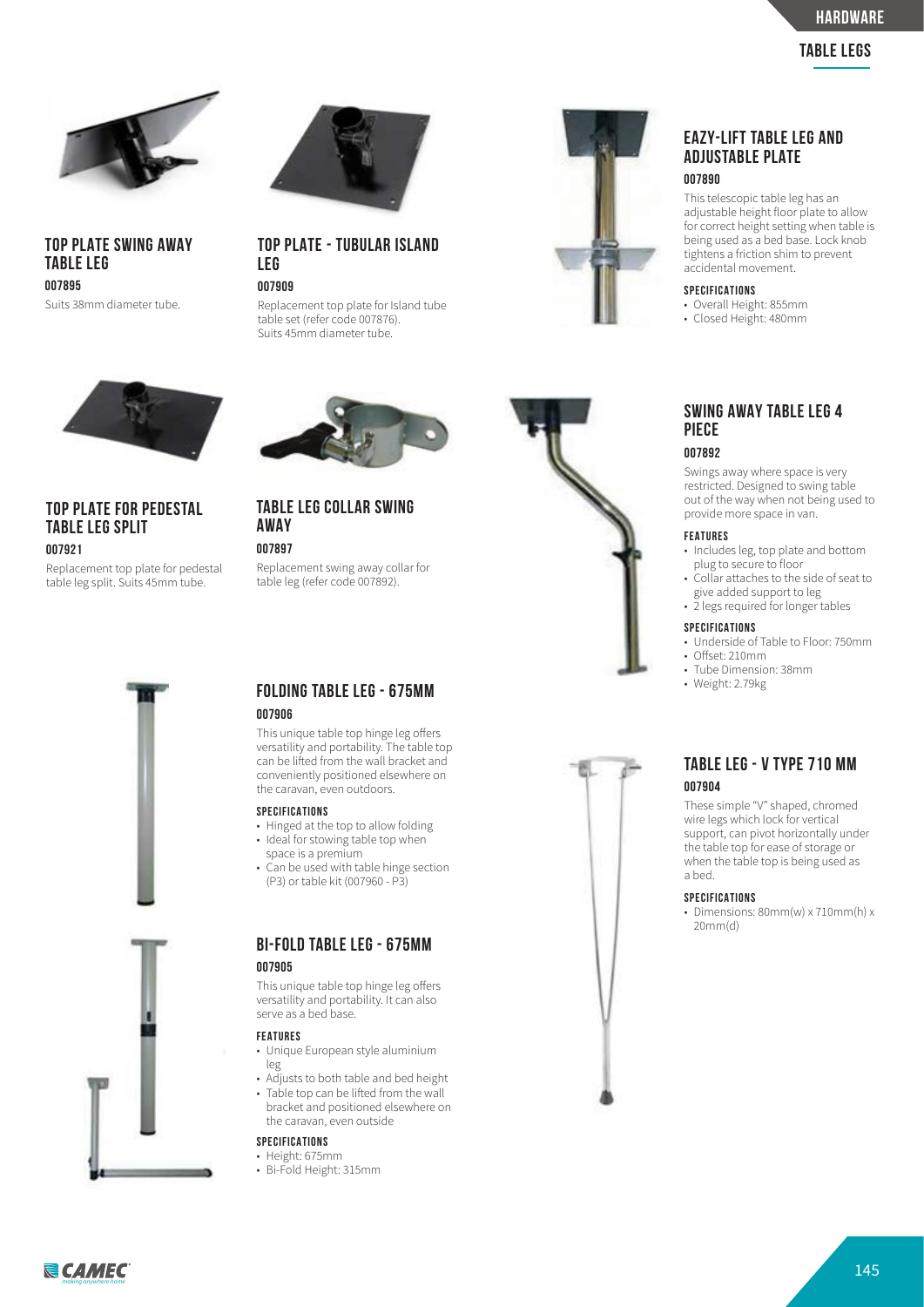## TOP PLATE SWING AWAY TABLE LEG

### 007895

Suits 38mm diameter tube.

## TOP PLATE - TUBULAR ISLAND LEG

### 007909

Replacement top plate for Island tube table set (refer code 007876). Suits 45mm diameter tube.

## EAZY-LIFT TABLE LEG AND ADJUSTABLE PLATE

### 007890

This telescopic table leg has an adjustable height floor plate to allow for correct height setting when table is being used as a bed base. Lock knob tightens a friction shim to prevent accidental movement.

#### SPECIFICATIONS

- Overall Height: 855mm
- Closed Height: 480mm

## TOP PLATE FOR PEDESTAL TABLE LEG SPLIT

### 007921

Replacement top plate for pedestal table leg split. Suits 45mm tube.

## TABLE LEG COLLAR SWING AWAY

### 007897

Replacement swing away collar for table leg (refer code 007892).

## SWING AWAY TABLE LEG 4 PIECE

### 007892

Swings away where space is very restricted. Designed to swing table out of the way when not being used to provide more space in van.

#### FEATURES

- Includes leg, top plate and bottom plug to secure to floor
- Collar attaches to the side of seat to give added support to leg
- 2 legs required for longer tables

#### SPECIFICATIONS

- Underside of Table to Floor: 750mm
- Offset: 210mm
- Tube Dimension: 38mm
- Weight: 2.79kg

## FOLDING TABLE LEG - 675MM

### 007906

This unique table top hinge leg offers versatility and portability. The table top can be lifted from the wall bracket and conveniently positioned elsewhere on the caravan, even outdoors.

#### SPECIFICATIONS

- Hinged at the top to allow folding
- Ideal for stowing table top when space is a premium
- Can be used with table hinge section (P3) or table kit (007960 - P3)

## BI-FOLD TABLE LEG - 675MM

### 007905

This unique table top hinge leg offers versatility and portability. It can also serve as a bed base.

#### FEATURES

- Unique European style aluminium leg
- Adjusts to both table and bed height
- Table top can be lifted from the wall bracket and positioned elsewhere on the caravan, even outside

#### SPECIFICATIONS

- Height: 675mm
- Bi-Fold Height: 315mm

## TABLE LEG - V TYPE 710 MM

### 007904

These simple "V" shaped, chromed wire legs which lock for vertical support, can pivot horizontally under the table top for ease of storage or when the table top is being used as a bed.

#### SPECIFICATIONS

- Dimensions: 80mm(w) x 710mm(h) x 20mm(d)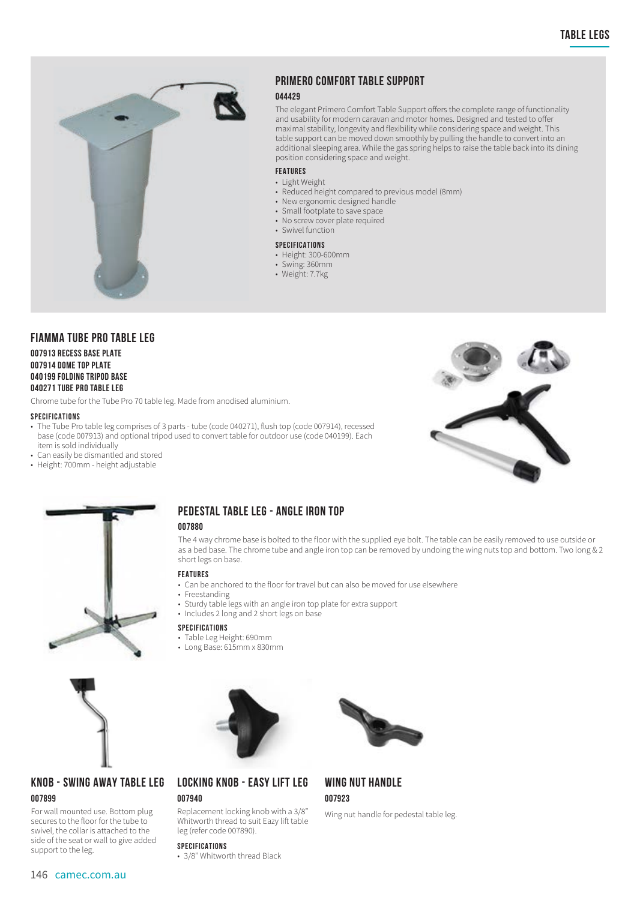# TABLE LEGS

## PRIMERO COMFORT TABLE SUPPORT

### 044429

The elegant Primero Comfort Table Support offers the complete range of functionality and usability for modern caravan and motor homes. Designed and tested to offer maximal stability, longevity and flexibility while considering space and weight. This table support can be moved down smoothly by pulling the handle to convert into an additional sleeping area. While the gas spring helps to raise the table back into its dining position considering space and weight.

#### FEATURES

- Light Weight
- Reduced height compared to previous model (8mm)
- New ergonomic designed handle
- Small footplate to save space
- No screw cover plate required
- Swivel function

#### SPECIFICATIONS

- Height: 300-600mm
- Swing: 360mm
- Weight: 7.7kg

## FIAMMA TUBE PRO TABLE LEG

**007913 RECESS BASE PLATE**
**007914 DOME TOP PLATE**
**040199 FOLDING TRIPOD BASE**
**040271 TUBE PRO TABLE LEG**

Chrome tube for the Tube Pro 70 table leg. Made from anodised aluminium.

#### SPECIFICATIONS

- The Tube Pro table leg comprises of 3 parts - tube (code 040271), flush top (code 007914), recessed base (code 007913) and optional tripod used to convert table for outdoor use (code 040199). Each item is sold individually
- Can easily be dismantled and stored
- Height: 700mm - height adjustable

## PEDESTAL TABLE LEG - ANGLE IRON TOP

### 007880

The 4 way chrome base is bolted to the floor with the supplied eye bolt. The table can be easily removed to use outside or as a bed base. The chrome tube and angle iron top can be removed by undoing the wing nuts top and bottom. Two long & 2 short legs on base.

#### FEATURES

- Can be anchored to the floor for travel but can also be moved for use elsewhere
- Freestanding
- Sturdy table legs with an angle iron top plate for extra support
- Includes 2 long and 2 short legs on base

#### SPECIFICATIONS

- Table Leg Height: 690mm
- Long Base: 615mm x 830mm

## KNOB - SWING AWAY TABLE LEG

### 007899

For wall mounted use. Bottom plug secures to the floor for the tube to swivel, the collar is attached to the side of the seat or wall to give added support to the leg.

## LOCKING KNOB - EASY LIFT LEG

### 007940

Replacement locking knob with a 3/8" Whitworth thread to suit Eazy lift table leg (refer code 007890).

#### SPECIFICATIONS

- 3/8" Whitworth thread Black

## WING NUT HANDLE

### 007923

Wing nut handle for pedestal table leg.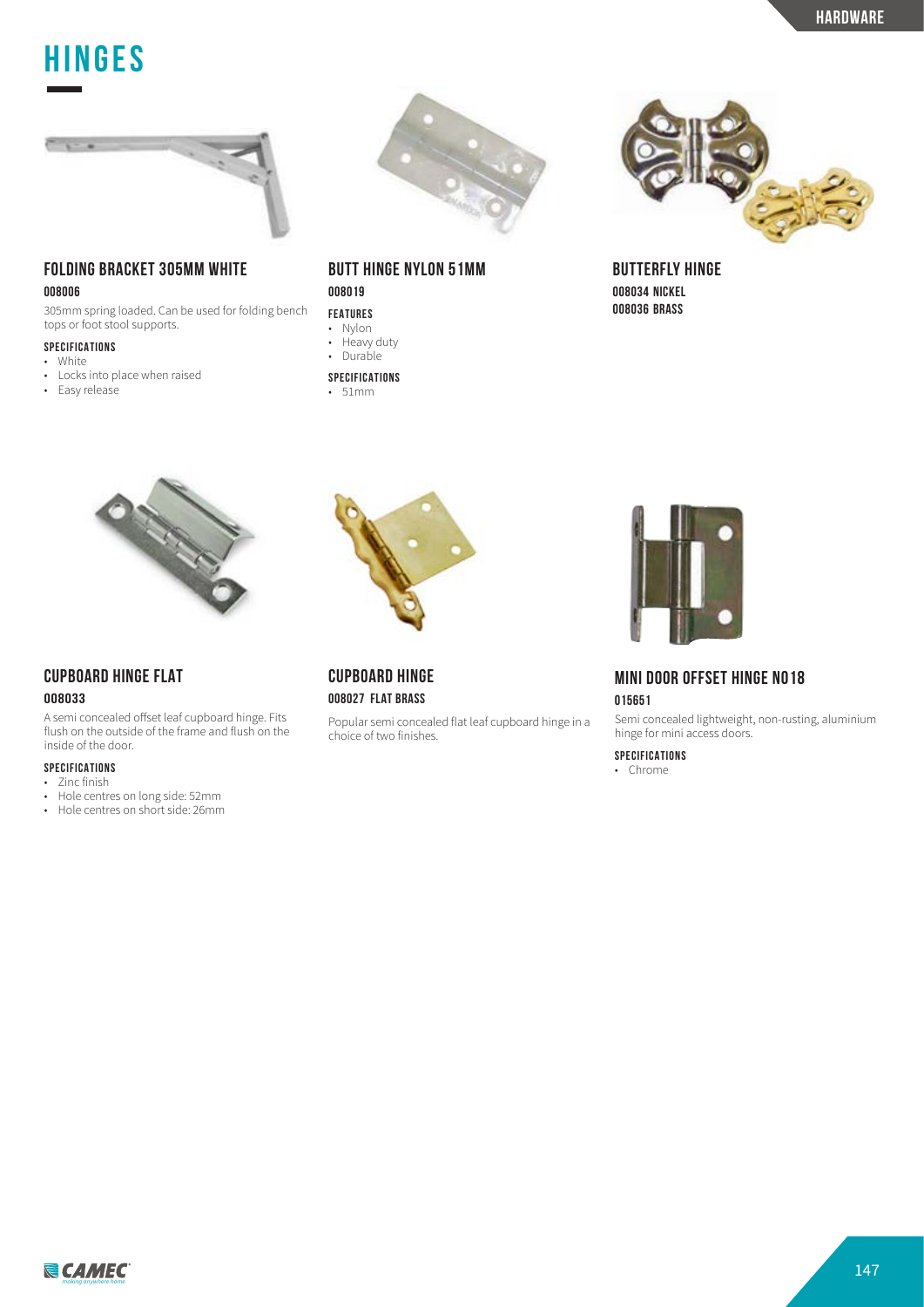# HINGES

## FOLDING BRACKET 305MM WHITE

**008006**

305mm spring loaded. Can be used for folding bench tops or foot stool supports.

#### SPECIFICATIONS

- White
- Locks into place when raised
- Easy release

## BUTT HINGE NYLON 51MM

**008019**

#### FEATURES

- Nylon
- Heavy duty
- Durable

#### SPECIFICATIONS

- 51mm

## BUTTERFLY HINGE

**008034 NICKEL**
**008036 BRASS**

## CUPBOARD HINGE FLAT

**008033**

A semi concealed offset leaf cupboard hinge. Fits flush on the outside of the frame and flush on the inside of the door.

#### SPECIFICATIONS

- Zinc finish
- Hole centres on long side: 52mm
- Hole centres on short side: 26mm

## CUPBOARD HINGE

**008027 FLAT BRASS**

Popular semi concealed flat leaf cupboard hinge in a choice of two finishes.

## MINI DOOR OFFSET HINGE NO18

**015651**

Semi concealed lightweight, non-rusting, aluminium hinge for mini access doors.

#### SPECIFICATIONS

- Chrome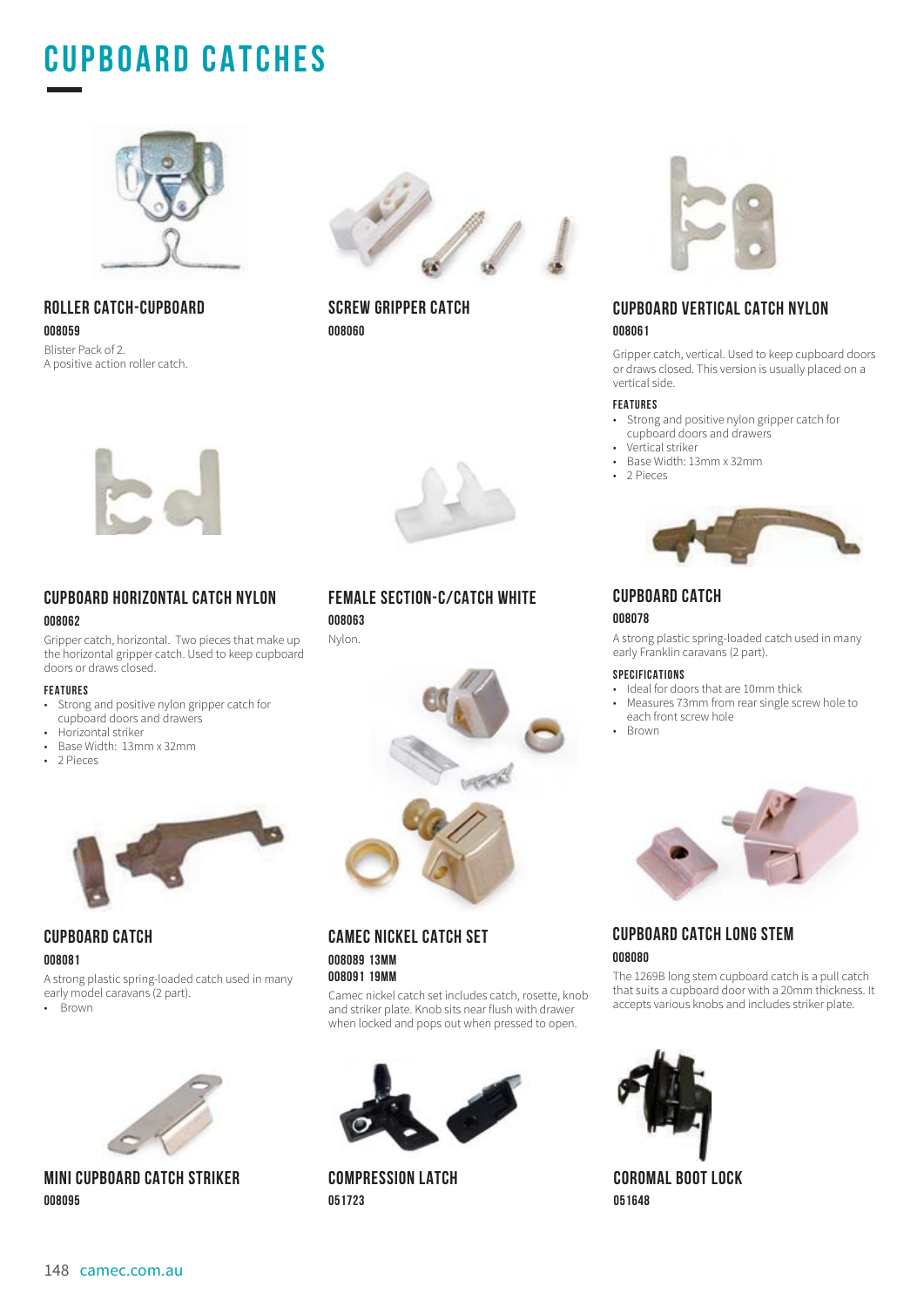# CUPBOARD CATCHES

### ROLLER CATCH-CUPBOARD

**008059**

Blister Pack of 2.
A positive action roller catch.

### SCREW GRIPPER CATCH

**008060**

### CUPBOARD VERTICAL CATCH NYLON

**008061**

Gripper catch, vertical. Used to keep cupboard doors or draws closed. This version is usually placed on a vertical side.

**FEATURES**

- Strong and positive nylon gripper catch for cupboard doors and drawers
- Vertical striker
- Base Width: 13mm x 32mm
- 2 Pieces

### CUPBOARD HORIZONTAL CATCH NYLON

**008062**

Gripper catch, horizontal. Two pieces that make up the horizontal gripper catch. Used to keep cupboard doors or draws closed.

**FEATURES**

- Strong and positive nylon gripper catch for cupboard doors and drawers
- Horizontal striker
- Base Width: 13mm x 32mm
- 2 Pieces

### FEMALE SECTION-C/CATCH WHITE

**008063**

Nylon.

### CUPBOARD CATCH

**008078**

A strong plastic spring-loaded catch used in many early Franklin caravans (2 part).

**SPECIFICATIONS**

- Ideal for doors that are 10mm thick
- Measures 73mm from rear single screw hole to each front screw hole
- Brown

### CUPBOARD CATCH

**008081**

A strong plastic spring-loaded catch used in many early model caravans (2 part).

- Brown

### CAMEC NICKEL CATCH SET

**008089 13MM**
**008091 19MM**

Camec nickel catch set includes catch, rosette, knob and striker plate. Knob sits near flush with drawer when locked and pops out when pressed to open.

### CUPBOARD CATCH LONG STEM

**008080**

The 1269B long stem cupboard catch is a pull catch that suits a cupboard door with a 20mm thickness. It accepts various knobs and includes striker plate.

### MINI CUPBOARD CATCH STRIKER

**008095**

### COMPRESSION LATCH

**051723**

### COROMAL BOOT LOCK

**051648**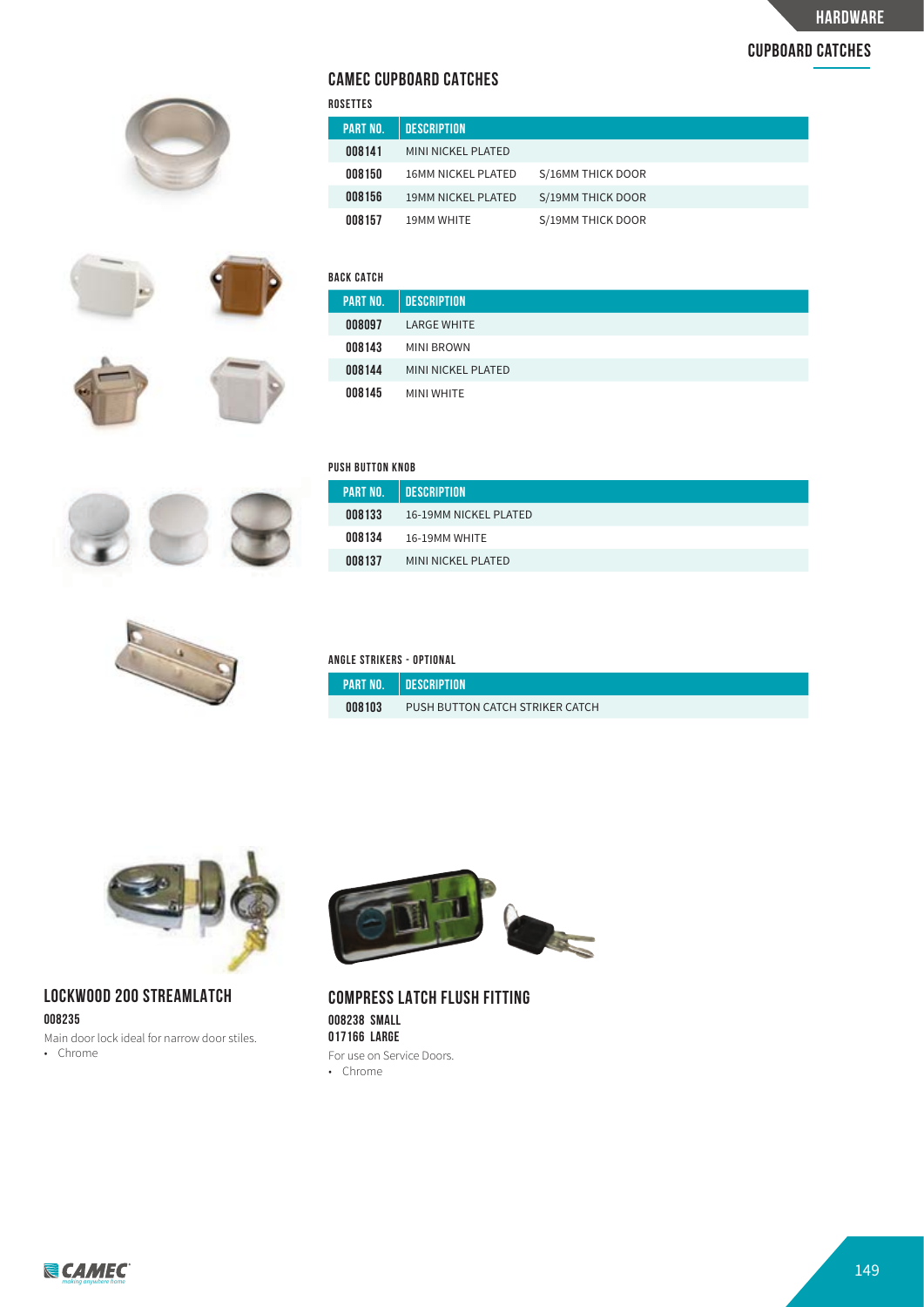## CUPBOARD CATCHES

## CAMEC CUPBOARD CATCHES

### ROSETTES

| PART NO. | DESCRIPTION | |
|---|---|---|
| 008141 | MINI NICKEL PLATED | |
| 008150 | 16MM NICKEL PLATED | S/16MM THICK DOOR |
| 008156 | 19MM NICKEL PLATED | S/19MM THICK DOOR |
| 008157 | 19MM WHITE | S/19MM THICK DOOR |

### BACK CATCH

| PART NO. | DESCRIPTION |
|---|---|
| 008097 | LARGE WHITE |
| 008143 | MINI BROWN |
| 008144 | MINI NICKEL PLATED |
| 008145 | MINI WHITE |

### PUSH BUTTON KNOB

| PART NO. | DESCRIPTION |
|---|---|
| 008133 | 16-19MM NICKEL PLATED |
| 008134 | 16-19MM WHITE |
| 008137 | MINI NICKEL PLATED |

### ANGLE STRIKERS - OPTIONAL

| PART NO. | DESCRIPTION |
|---|---|
| 008103 | PUSH BUTTON CATCH STRIKER CATCH |

## LOCKWOOD 200 STREAMLATCH

**008235**

Main door lock ideal for narrow door stiles.

- Chrome

## COMPRESS LATCH FLUSH FITTING

**008238 SMALL**
**017166 LARGE**

For use on Service Doors.

- Chrome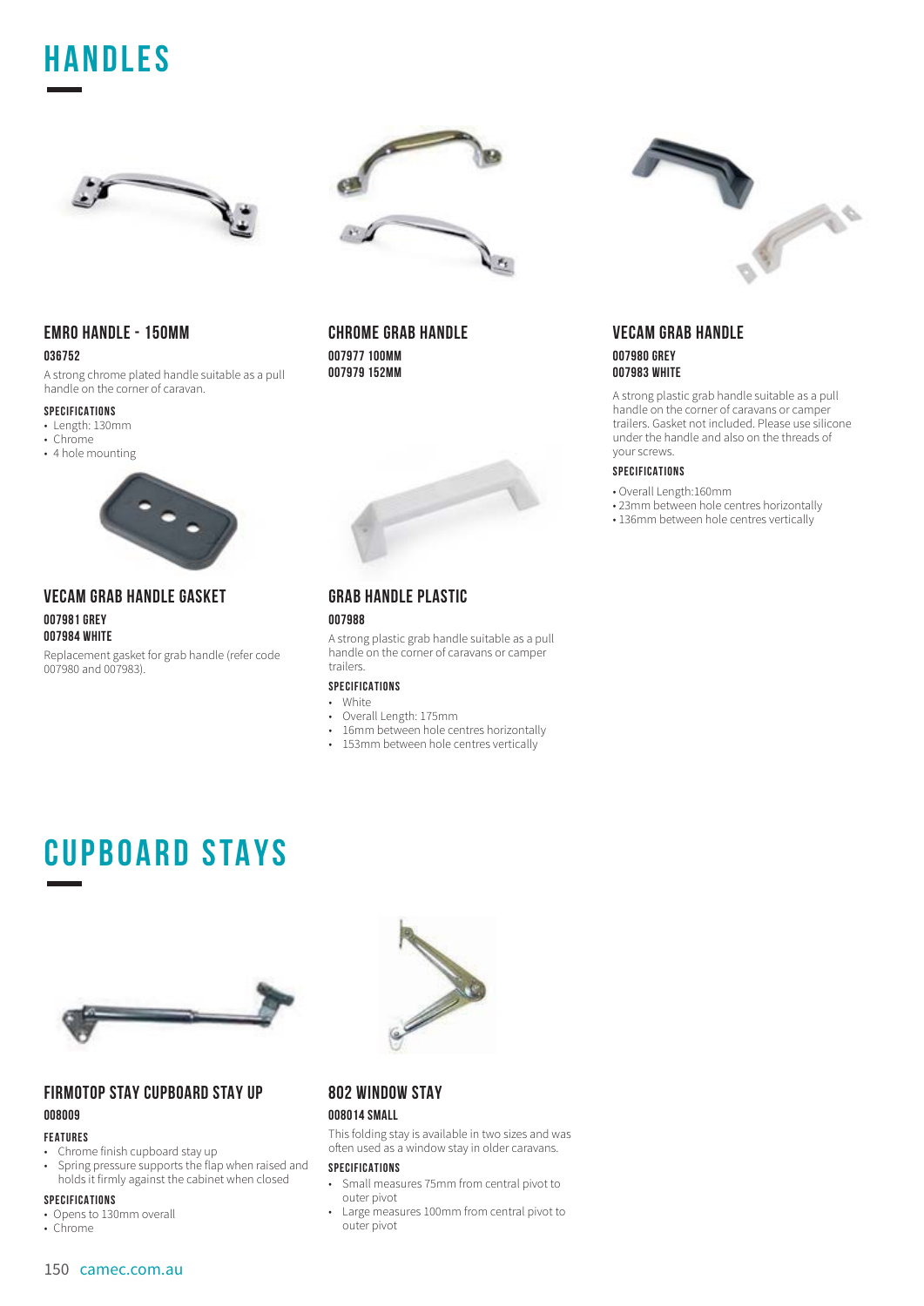# HANDLES

### EMRO HANDLE - 150MM

**036752**

A strong chrome plated handle suitable as a pull handle on the corner of caravan.

**SPECIFICATIONS**

- Length: 130mm
- Chrome
- 4 hole mounting

### CHROME GRAB HANDLE

**007977 100MM**
**007979 152MM**

### VECAM GRAB HANDLE

**007980 GREY**
**007983 WHITE**

A strong plastic grab handle suitable as a pull handle on the corner of caravans or camper trailers. Gasket not included. Please use silicone under the handle and also on the threads of your screws.

**SPECIFICATIONS**

- Overall Length:160mm
- 23mm between hole centres horizontally
- 136mm between hole centres vertically

### VECAM GRAB HANDLE GASKET

**007981 GREY**
**007984 WHITE**

Replacement gasket for grab handle (refer code 007980 and 007983).

### GRAB HANDLE PLASTIC

**007988**

A strong plastic grab handle suitable as a pull handle on the corner of caravans or camper trailers.

**SPECIFICATIONS**

- White
- Overall Length: 175mm
- 16mm between hole centres horizontally
- 153mm between hole centres vertically

# CUPBOARD STAYS

### FIRMOTOP STAY CUPBOARD STAY UP

**008009**

**FEATURES**

- Chrome finish cupboard stay up
- Spring pressure supports the flap when raised and holds it firmly against the cabinet when closed

**SPECIFICATIONS**

- Opens to 130mm overall
- Chrome

### 802 WINDOW STAY

**008014 SMALL**

This folding stay is available in two sizes and was often used as a window stay in older caravans.

**SPECIFICATIONS**

- Small measures 75mm from central pivot to outer pivot
- Large measures 100mm from central pivot to outer pivot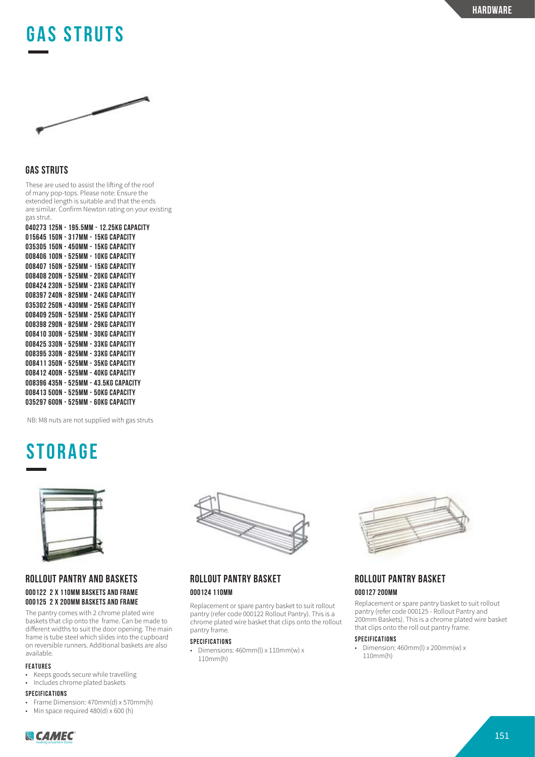# GAS STRUTS

### GAS STRUTS

These are used to assist the lifting of the roof of many pop-tops. Please note: Ensure the extended length is suitable and that the ends are similar. Confirm Newton rating on your existing gas strut.

**040273 125N - 195.5MM - 12.25KG CAPACITY**
**015645 150N - 317MM - 15KG CAPACITY**
**035305 150N - 450MM - 15KG CAPACITY**
**008406 100N - 525MM - 10KG CAPACITY**
**008407 150N - 525MM - 15KG CAPACITY**
**008408 200N - 525MM - 20KG CAPACITY**
**008424 230N - 525MM - 23KG CAPACITY**
**008397 240N - 825MM - 24KG CAPACITY**
**035302 250N - 430MM - 25KG CAPACITY**
**008409 250N - 525MM - 25KG CAPACITY**
**008398 290N - 825MM - 29KG CAPACITY**
**008410 300N - 525MM - 30KG CAPACITY**
**008425 330N - 525MM - 33KG CAPACITY**
**008395 330N - 825MM - 33KG CAPACITY**
**008411 350N - 525MM - 35KG CAPACITY**
**008412 400N - 525MM - 40KG CAPACITY**
**008396 435N - 525MM - 43.5KG CAPACITY**
**008413 500N - 525MM - 50KG CAPACITY**
**035297 600N - 525MM - 60KG CAPACITY**

NB: M8 nuts are not supplied with gas struts

# STORAGE

### ROLLOUT PANTRY AND BASKETS

**000122 2 X 110MM BASKETS AND FRAME**
**000125 2 X 200MM BASKETS AND FRAME**

The pantry comes with 2 chrome plated wire baskets that clip onto the frame. Can be made to different widths to suit the door opening. The main frame is tube steel which slides into the cupboard on reversible runners. Additional baskets are also available.

#### FEATURES

- Keeps goods secure while travelling
- Includes chrome plated baskets

#### SPECIFICATIONS

- Frame Dimension: 470mm(d) x 570mm(h)
- Min space required 480(d) x 600 (h)

### ROLLOUT PANTRY BASKET

**000124 110MM**

Replacement or spare pantry basket to suit rollout pantry (refer code 000122 Rollout Pantry). This is a chrome plated wire basket that clips onto the rollout pantry frame.

#### SPECIFICATIONS

- Dimensions: 460mm(l) x 110mm(w) x 110mm(h)

### ROLLOUT PANTRY BASKET

**000127 200MM**

Replacement or spare pantry basket to suit rollout pantry (refer code 000125 - Rollout Pantry and 200mm Baskets). This is a chrome plated wire basket that clips onto the roll out pantry frame.

#### SPECIFICATIONS

- Dimension: 460mm(l) x 200mm(w) x 110mm(h)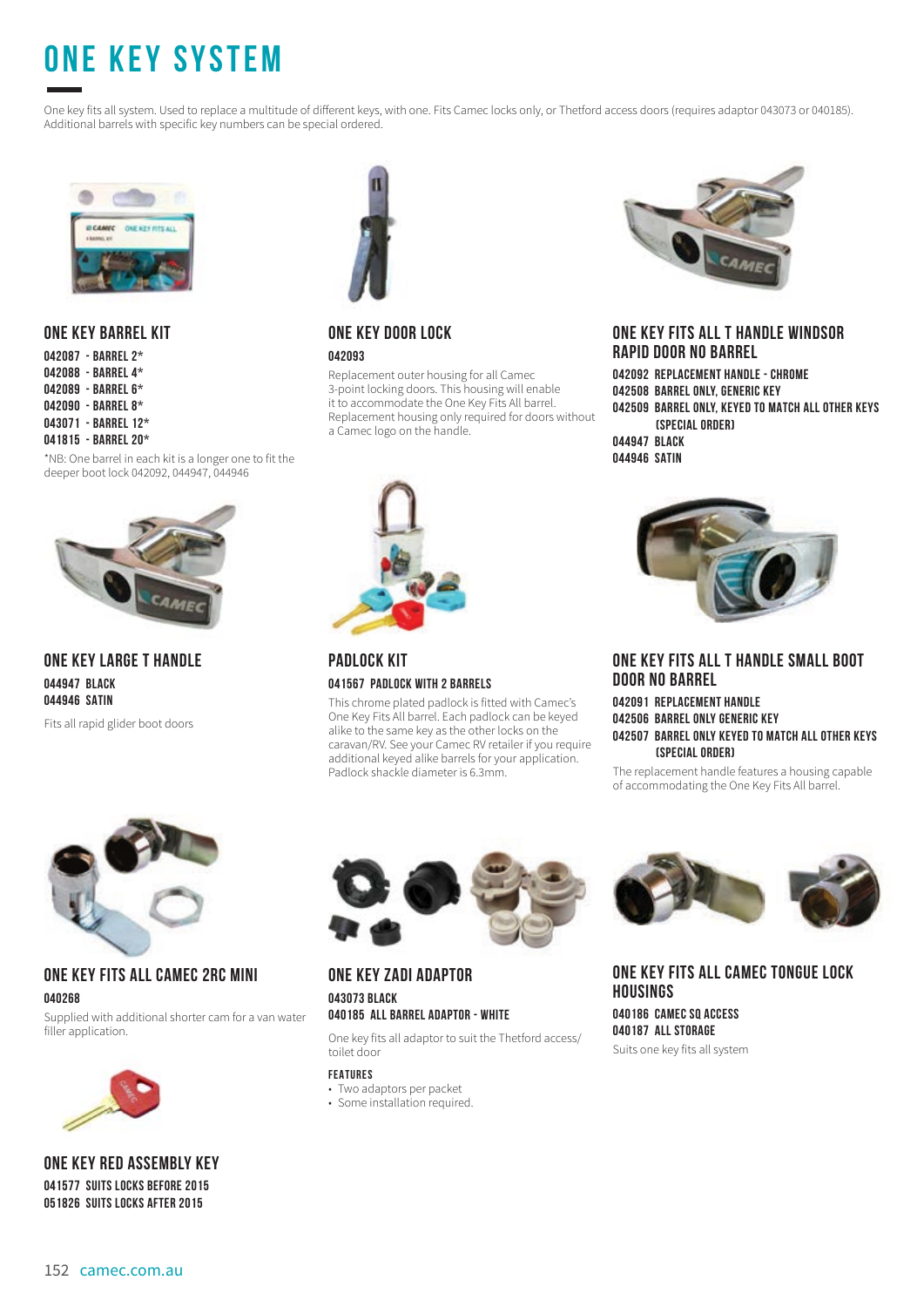# ONE KEY SYSTEM

One key fits all system. Used to replace a multitude of different keys, with one. Fits Camec locks only, or Thetford access doors (requires adaptor 043073 or 040185). Additional barrels with specific key numbers can be special ordered.

### ONE KEY BARREL KIT

**042087 - BARREL 2***
**042088 - BARREL 4***
**042089 - BARREL 6***
**042090 - BARREL 8***
**043071 - BARREL 12***
**041815 - BARREL 20***

*NB: One barrel in each kit is a longer one to fit the deeper boot lock 042092, 044947, 044946

### ONE KEY DOOR LOCK

**042093**

Replacement outer housing for all Camec 3-point locking doors. This housing will enable it to accommodate the One Key Fits All barrel. Replacement housing only required for doors without a Camec logo on the handle.

### ONE KEY FITS ALL T HANDLE WINDSOR RAPID DOOR NO BARREL

**042092 REPLACEMENT HANDLE - CHROME**
**042508 BARREL ONLY, GENERIC KEY**
**042509 BARREL ONLY, KEYED TO MATCH ALL OTHER KEYS (SPECIAL ORDER)**
**044947 BLACK**
**044946 SATIN**

### ONE KEY LARGE T HANDLE

**044947 BLACK**
**044946 SATIN**

Fits all rapid glider boot doors

### PADLOCK KIT

**041567 PADLOCK WITH 2 BARRELS**

This chrome plated padlock is fitted with Camec's One Key Fits All barrel. Each padlock can be keyed alike to the same key as the other locks on the caravan/RV. See your Camec RV retailer if you require additional keyed alike barrels for your application. Padlock shackle diameter is 6.3mm.

### ONE KEY FITS ALL T HANDLE SMALL BOOT DOOR NO BARREL

**042091 REPLACEMENT HANDLE**
**042506 BARREL ONLY GENERIC KEY**
**042507 BARREL ONLY KEYED TO MATCH ALL OTHER KEYS (SPECIAL ORDER)**

The replacement handle features a housing capable of accommodating the One Key Fits All barrel.

### ONE KEY FITS ALL CAMEC 2RC MINI

**040268**

Supplied with additional shorter cam for a van water filler application.

### ONE KEY RED ASSEMBLY KEY

**041577 SUITS LOCKS BEFORE 2015**
**051826 SUITS LOCKS AFTER 2015**

### ONE KEY ZADI ADAPTOR

**043073 BLACK**
**040185 ALL BARREL ADAPTOR - WHITE**

One key fits all adaptor to suit the Thetford access/ toilet door

**FEATURES**

- Two adaptors per packet
- Some installation required.

### ONE KEY FITS ALL CAMEC TONGUE LOCK HOUSINGS

**040186 CAMEC SQ ACCESS**
**040187 ALL STORAGE**

Suits one key fits all system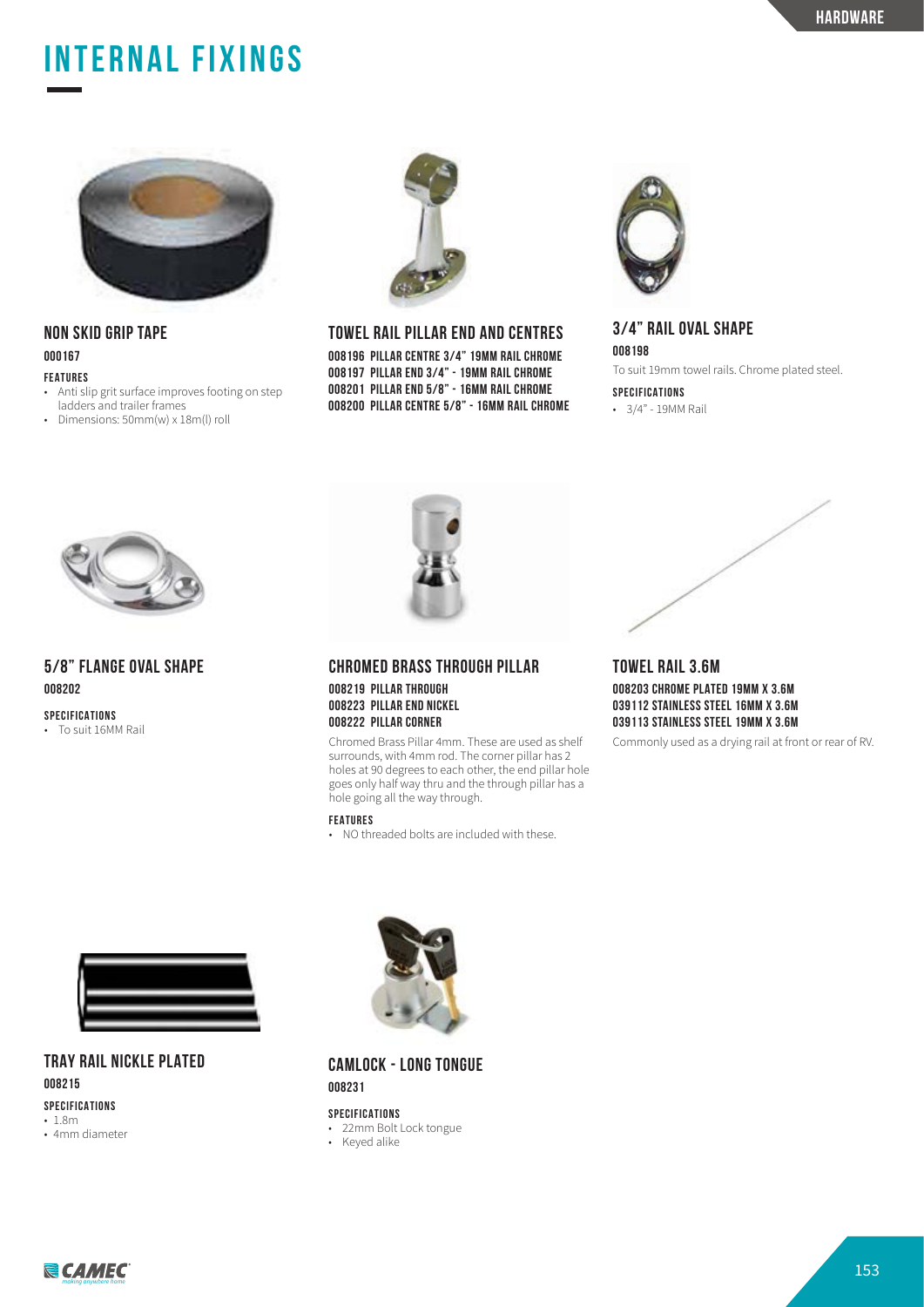# INTERNAL FIXINGS

## NON SKID GRIP TAPE

**000167**

**FEATURES**

- Anti slip grit surface improves footing on step ladders and trailer frames
- Dimensions: 50mm(w) x 18m(l) roll

## TOWEL RAIL PILLAR END AND CENTRES

**008196 PILLAR CENTRE 3/4" 19MM RAIL CHROME**
**008197 PILLAR END 3/4" - 19MM RAIL CHROME**
**008201 PILLAR END 5/8" - 16MM RAIL CHROME**
**008200 PILLAR CENTRE 5/8" - 16MM RAIL CHROME**

## 3/4" RAIL OVAL SHAPE

**008198**

To suit 19mm towel rails. Chrome plated steel.

**SPECIFICATIONS**

- 3/4" - 19MM Rail

## 5/8" FLANGE OVAL SHAPE

**008202**

**SPECIFICATIONS**

- To suit 16MM Rail

## CHROMED BRASS THROUGH PILLAR

**008219 PILLAR THROUGH**
**008223 PILLAR END NICKEL**
**008222 PILLAR CORNER**

Chromed Brass Pillar 4mm. These are used as shelf surrounds, with 4mm rod. The corner pillar has 2 holes at 90 degrees to each other, the end pillar hole goes only half way thru and the through pillar has a hole going all the way through.

**FEATURES**

- NO threaded bolts are included with these.

## TOWEL RAIL 3.6M

**008203 CHROME PLATED 19MM X 3.6M**
**039112 STAINLESS STEEL 16MM X 3.6M**
**039113 STAINLESS STEEL 19MM X 3.6M**

Commonly used as a drying rail at front or rear of RV.

## TRAY RAIL NICKLE PLATED

**008215**

**SPECIFICATIONS**

- 1.8m
- 4mm diameter

## CAMLOCK - LONG TONGUE

**008231**

**SPECIFICATIONS**

- 22mm Bolt Lock tongue
- Keyed alike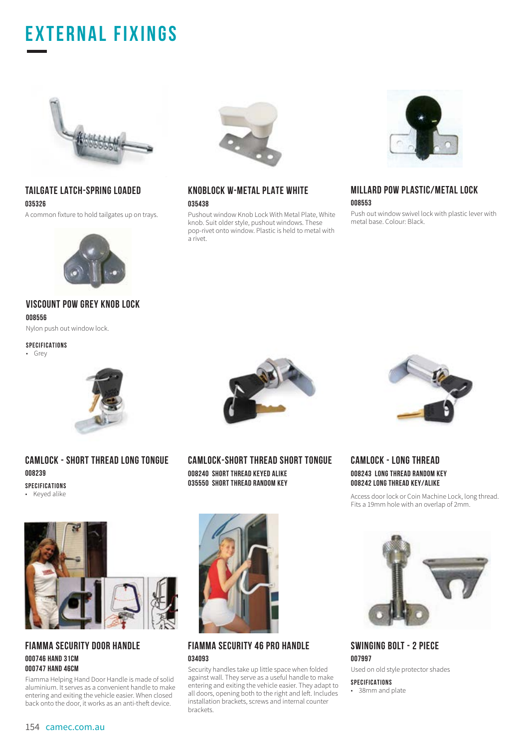# EXTERNAL FIXINGS

### TAILGATE LATCH-SPRING LOADED

**035326**

A common fixture to hold tailgates up on trays.

### VISCOUNT POW GREY KNOB LOCK

**008556**

Nylon push out window lock.

**SPECIFICATIONS**

- Grey

### KNOBLOCK W-METAL PLATE WHITE

**035438**

Pushout window Knob Lock With Metal Plate, White knob. Suit older style, pushout windows. These pop-rivet onto window. Plastic is held to metal with a rivet.

### MILLARD POW PLASTIC/METAL LOCK

**008553**

Push out window swivel lock with plastic lever with metal base. Colour: Black.

### CAMLOCK - SHORT THREAD LONG TONGUE

**008239**

**SPECIFICATIONS**

- Keyed alike

### CAMLOCK-SHORT THREAD SHORT TONGUE

**008240 SHORT THREAD KEYED ALIKE**
**035550 SHORT THREAD RANDOM KEY**

### CAMLOCK - LONG THREAD

**008243 LONG THREAD RANDOM KEY**
**008242 LONG THREAD KEY/ALIKE**

Access door lock or Coin Machine Lock, long thread. Fits a 19mm hole with an overlap of 2mm.

### FIAMMA SECURITY DOOR HANDLE

**000746 HAND 31CM**
**000747 HAND 46CM**

Fiamma Helping Hand Door Handle is made of solid aluminium. It serves as a convenient handle to make entering and exiting the vehicle easier. When closed back onto the door, it works as an anti-theft device.

### FIAMMA SECURITY 46 PRO HANDLE

**034093**

Security handles take up little space when folded against wall. They serve as a useful handle to make entering and exiting the vehicle easier. They adapt to all doors, opening both to the right and left. Includes installation brackets, screws and internal counter brackets.

### SWINGING BOLT - 2 PIECE

**007997**

Used on old style protector shades

**SPECIFICATIONS**

- 38mm and plate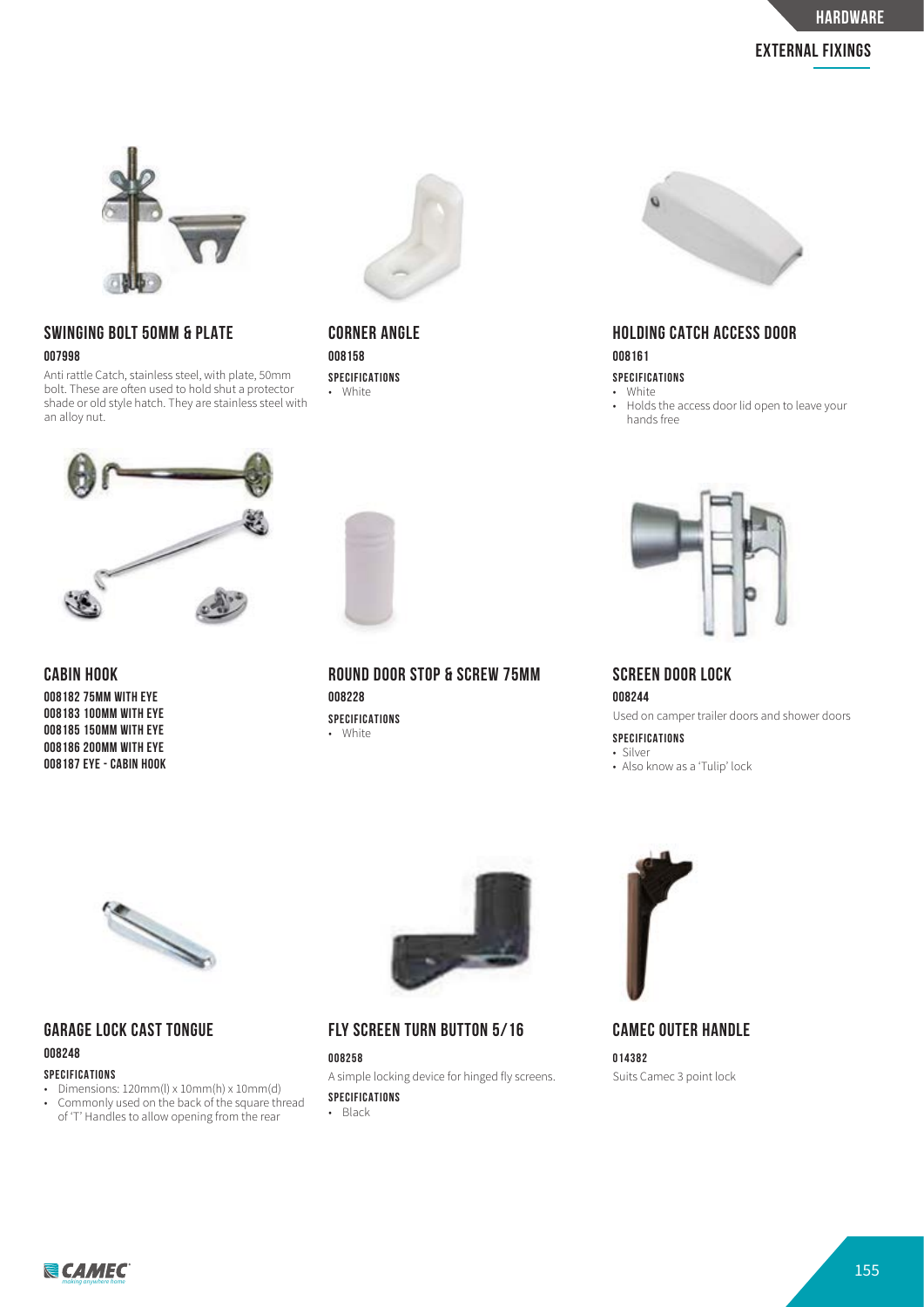## SWINGING BOLT 50MM & PLATE

**007998**

Anti rattle Catch, stainless steel, with plate, 50mm bolt. These are often used to hold shut a protector shade or old style hatch. They are stainless steel with an alloy nut.

## CORNER ANGLE

**008158**

**SPECIFICATIONS**

- White

## HOLDING CATCH ACCESS DOOR

**008161**

**SPECIFICATIONS**

- White
- Holds the access door lid open to leave your hands free

## CABIN HOOK

**008182 75MM WITH EYE**
**008183 100MM WITH EYE**
**008185 150MM WITH EYE**
**008186 200MM WITH EYE**
**008187 EYE - CABIN HOOK**

## ROUND DOOR STOP & SCREW 75MM

**008228**

**SPECIFICATIONS**

- White

## SCREEN DOOR LOCK

**008244**

Used on camper trailer doors and shower doors

**SPECIFICATIONS**

- Silver
- Also know as a 'Tulip' lock

## GARAGE LOCK CAST TONGUE

**008248**

**SPECIFICATIONS**

- Dimensions: 120mm(l) x 10mm(h) x 10mm(d)
- Commonly used on the back of the square thread of 'T' Handles to allow opening from the rear

## FLY SCREEN TURN BUTTON 5/16

**008258**

A simple locking device for hinged fly screens.

**SPECIFICATIONS**

- Black

## CAMEC OUTER HANDLE

**014382**

Suits Camec 3 point lock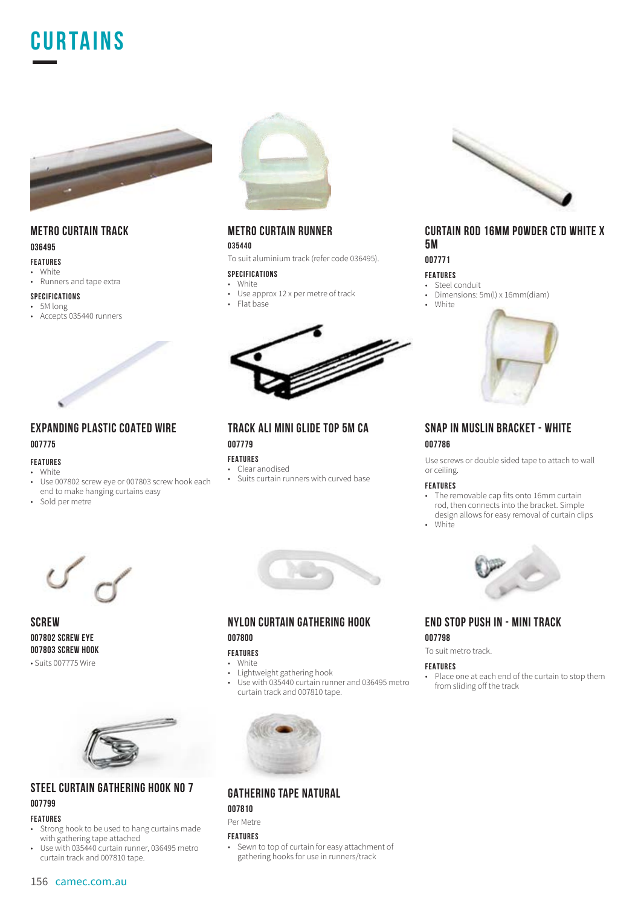# CURTAINS

## METRO CURTAIN TRACK

**036495**

**FEATURES**

- White
- Runners and tape extra

**SPECIFICATIONS**

- 5M long
- Accepts 035440 runners

## METRO CURTAIN RUNNER

**035440**

To suit aluminium track (refer code 036495).

**SPECIFICATIONS**

- White
- Use approx 12 x per metre of track
- Flat base

## CURTAIN ROD 16MM POWDER CTD WHITE X 5M

**007771**

**FEATURES**

- Steel conduit
- Dimensions: 5m(l) x 16mm(diam)
- White

## EXPANDING PLASTIC COATED WIRE

**007775**

**FEATURES**

- White
- Use 007802 screw eye or 007803 screw hook each end to make hanging curtains easy
- Sold per metre

## TRACK ALI MINI GLIDE TOP 5M CA

**007779**

**FEATURES**

- Clear anodised
- Suits curtain runners with curved base

## SNAP IN MUSLIN BRACKET - WHITE

**007786**

Use screws or double sided tape to attach to wall or ceiling.

**FEATURES**

- The removable cap fits onto 16mm curtain rod, then connects into the bracket. Simple design allows for easy removal of curtain clips
- White

## SCREW

**007802 SCREW EYE**
**007803 SCREW HOOK**

- Suits 007775 Wire

## NYLON CURTAIN GATHERING HOOK

**007800**

**FEATURES**

- White
- Lightweight gathering hook
- Use with 035440 curtain runner and 036495 metro curtain track and 007810 tape.

## END STOP PUSH IN - MINI TRACK

**007798**

To suit metro track.

**FEATURES**

- Place one at each end of the curtain to stop them from sliding off the track

## STEEL CURTAIN GATHERING HOOK NO 7

**007799**

**FEATURES**

- Strong hook to be used to hang curtains made with gathering tape attached
- Use with 035440 curtain runner, 036495 metro curtain track and 007810 tape.

## GATHERING TAPE NATURAL

**007810**

Per Metre

**FEATURES**

- Sewn to top of curtain for easy attachment of gathering hooks for use in runners/track

camec.com.au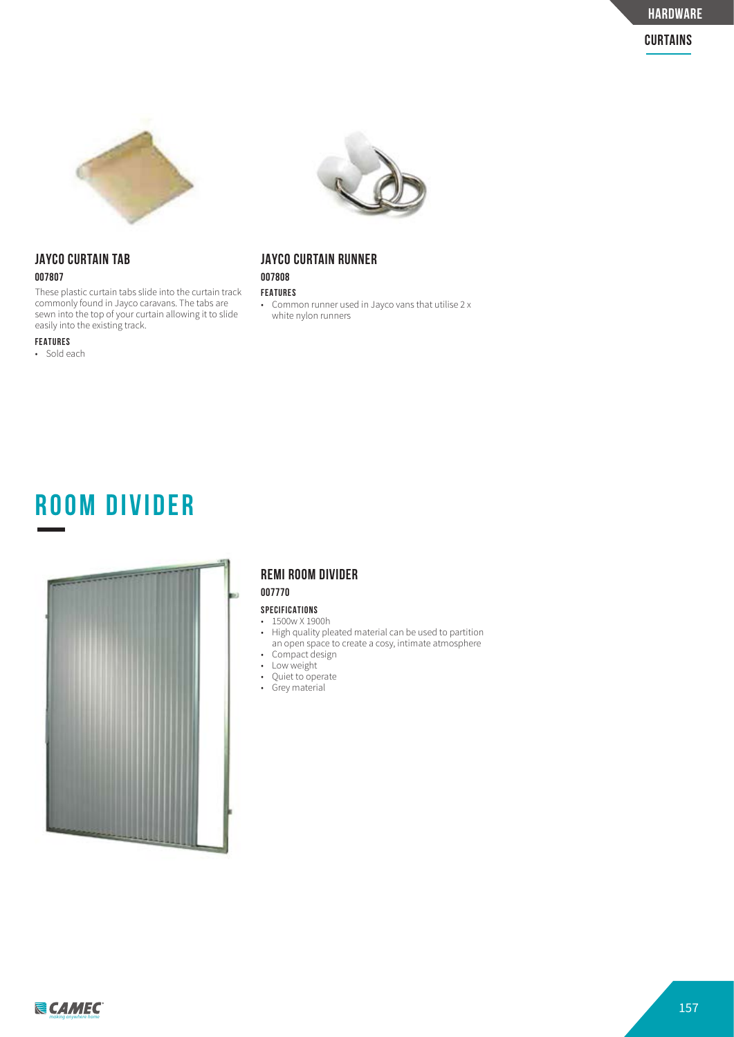### JAYCO CURTAIN TAB

**007807**

These plastic curtain tabs slide into the curtain track commonly found in Jayco caravans. The tabs are sewn into the top of your curtain allowing it to slide easily into the existing track.

**FEATURES**

- Sold each

### JAYCO CURTAIN RUNNER

**007808**

**FEATURES**

- Common runner used in Jayco vans that utilise 2 x white nylon runners

## ROOM DIVIDER

### REMI ROOM DIVIDER

**007770**

**SPECIFICATIONS**

- 1500w X 1900h
- High quality pleated material can be used to partition an open space to create a cosy, intimate atmosphere
- Compact design
- Low weight
- Quiet to operate
- Grey material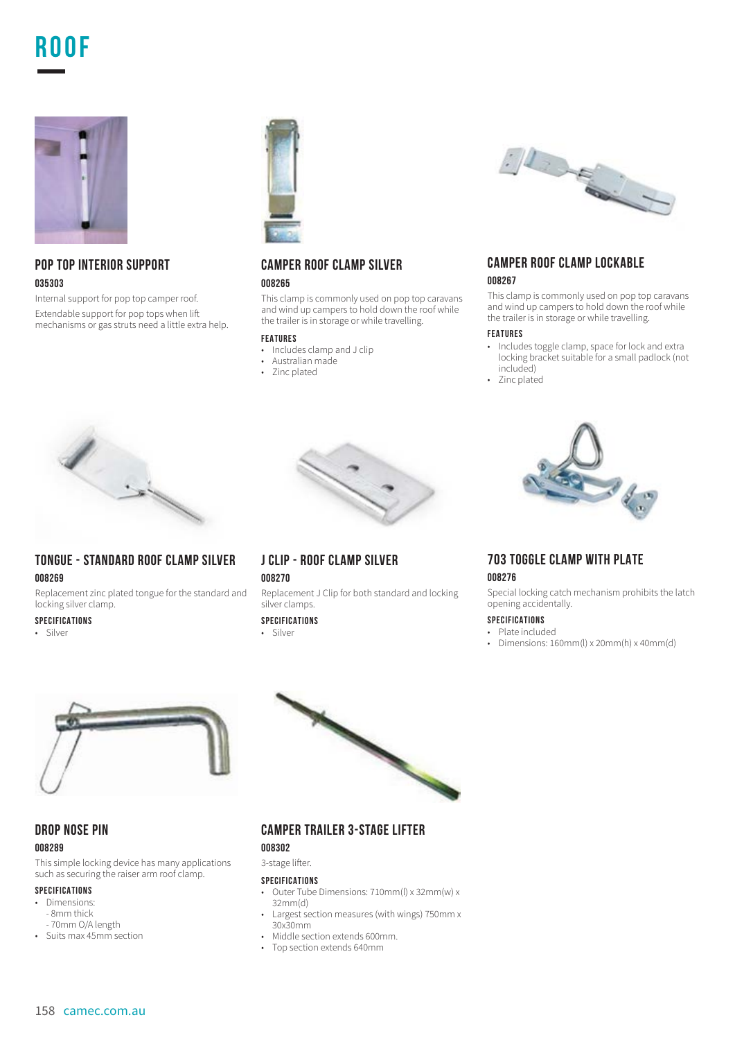# ROOF

## POP TOP INTERIOR SUPPORT

**035303**

Internal support for pop top camper roof.

Extendable support for pop tops when lift mechanisms or gas struts need a little extra help.

## CAMPER ROOF CLAMP SILVER

**008265**

This clamp is commonly used on pop top caravans and wind up campers to hold down the roof while the trailer is in storage or while travelling.

#### FEATURES

- Includes clamp and J clip
- Australian made
- Zinc plated

## CAMPER ROOF CLAMP LOCKABLE

**008267**

This clamp is commonly used on pop top caravans and wind up campers to hold down the roof while the trailer is in storage or while travelling.

#### FEATURES

- Includes toggle clamp, space for lock and extra locking bracket suitable for a small padlock (not included)
- Zinc plated

## TONGUE - STANDARD ROOF CLAMP SILVER

**008269**

Replacement zinc plated tongue for the standard and locking silver clamp.

#### SPECIFICATIONS

- Silver

## J CLIP - ROOF CLAMP SILVER

**008270**

Replacement J Clip for both standard and locking silver clamps.

#### SPECIFICATIONS

- Silver

## 703 TOGGLE CLAMP WITH PLATE

**008276**

Special locking catch mechanism prohibits the latch opening accidentally.

#### SPECIFICATIONS

- Plate included
- Dimensions: 160mm(l) x 20mm(h) x 40mm(d)

## DROP NOSE PIN

**008289**

This simple locking device has many applications such as securing the raiser arm roof clamp.

#### SPECIFICATIONS

- Dimensions:
  - 8mm thick
  - 70mm O/A length
- Suits max 45mm section

## CAMPER TRAILER 3-STAGE LIFTER

**008302**

3-stage lifter.

#### SPECIFICATIONS

- Outer Tube Dimensions: 710mm(l) x 32mm(w) x 32mm(d)
- Largest section measures (with wings) 750mm x 30x30mm
- Middle section extends 600mm.
- Top section extends 640mm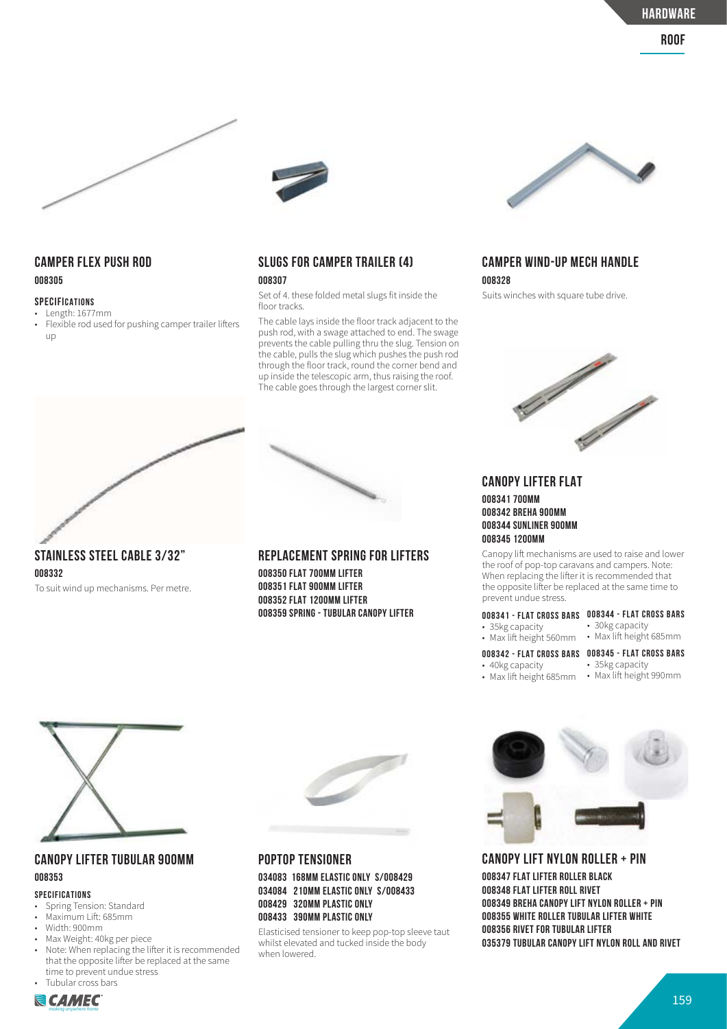## CAMPER FLEX PUSH ROD

**008305**

**SPECIFICATIONS**

- Length: 1677mm
- Flexible rod used for pushing camper trailer lifters up

## SLUGS FOR CAMPER TRAILER (4)

**008307**

Set of 4. these folded metal slugs fit inside the floor tracks.

The cable lays inside the floor track adjacent to the push rod, with a swage attached to end. The swage prevents the cable pulling thru the slug. Tension on the cable, pulls the slug which pushes the push rod through the floor track, round the corner bend and up inside the telescopic arm, thus raising the roof. The cable goes through the largest corner slit.

## CAMPER WIND-UP MECH HANDLE

**008328**

Suits winches with square tube drive.

## STAINLESS STEEL CABLE 3/32"

**008332**

To suit wind up mechanisms. Per metre.

## REPLACEMENT SPRING FOR LIFTERS

**008350 FLAT 700MM LIFTER**
**008351 FLAT 900MM LIFTER**
**008352 FLAT 1200MM LIFTER**
**008359 SPRING - TUBULAR CANOPY LIFTER**

## CANOPY LIFTER FLAT

**008341 700MM**
**008342 BREHA 900MM**
**008344 SUNLINER 900MM**
**008345 1200MM**

Canopy lift mechanisms are used to raise and lower the roof of pop-top caravans and campers. Note: When replacing the lifter it is recommended that the opposite lifter be replaced at the same time to prevent undue stress.

**008341 - FLAT CROSS BARS**

- 35kg capacity
- Max lift height 560mm

**008344 - FLAT CROSS BARS**

- 30kg capacity
- Max lift height 685mm

**008342 - FLAT CROSS BARS**

- 40kg capacity
- Max lift height 685mm

**008345 - FLAT CROSS BARS**

- 35kg capacity
- Max lift height 990mm

## CANOPY LIFTER TUBULAR 900MM

**008353**

**SPECIFICATIONS**

- Spring Tension: Standard
- Maximum Lift: 685mm
- Width: 900mm
- Max Weight: 40kg per piece
- Note: When replacing the lifter it is recommended that the opposite lifter be replaced at the same time to prevent undue stress
- Tubular cross bars

## POPTOP TENSIONER

**034083 168MM ELASTIC ONLY S/008429**
**034084 210MM ELASTIC ONLY S/008433**
**008429 320MM PLASTIC ONLY**
**008433 390MM PLASTIC ONLY**

Elasticised tensioner to keep pop-top sleeve taut whilst elevated and tucked inside the body when lowered.

## CANOPY LIFT NYLON ROLLER + PIN

**008347 FLAT LIFTER ROLLER BLACK**
**008348 FLAT LIFTER ROLL RIVET**
**008349 BREHA CANOPY LIFT NYLON ROLLER + PIN**
**008355 WHITE ROLLER TUBULAR LIFTER WHITE**
**008356 RIVET FOR TUBULAR LIFTER**
**035379 TUBULAR CANOPY LIFT NYLON ROLL AND RIVET**